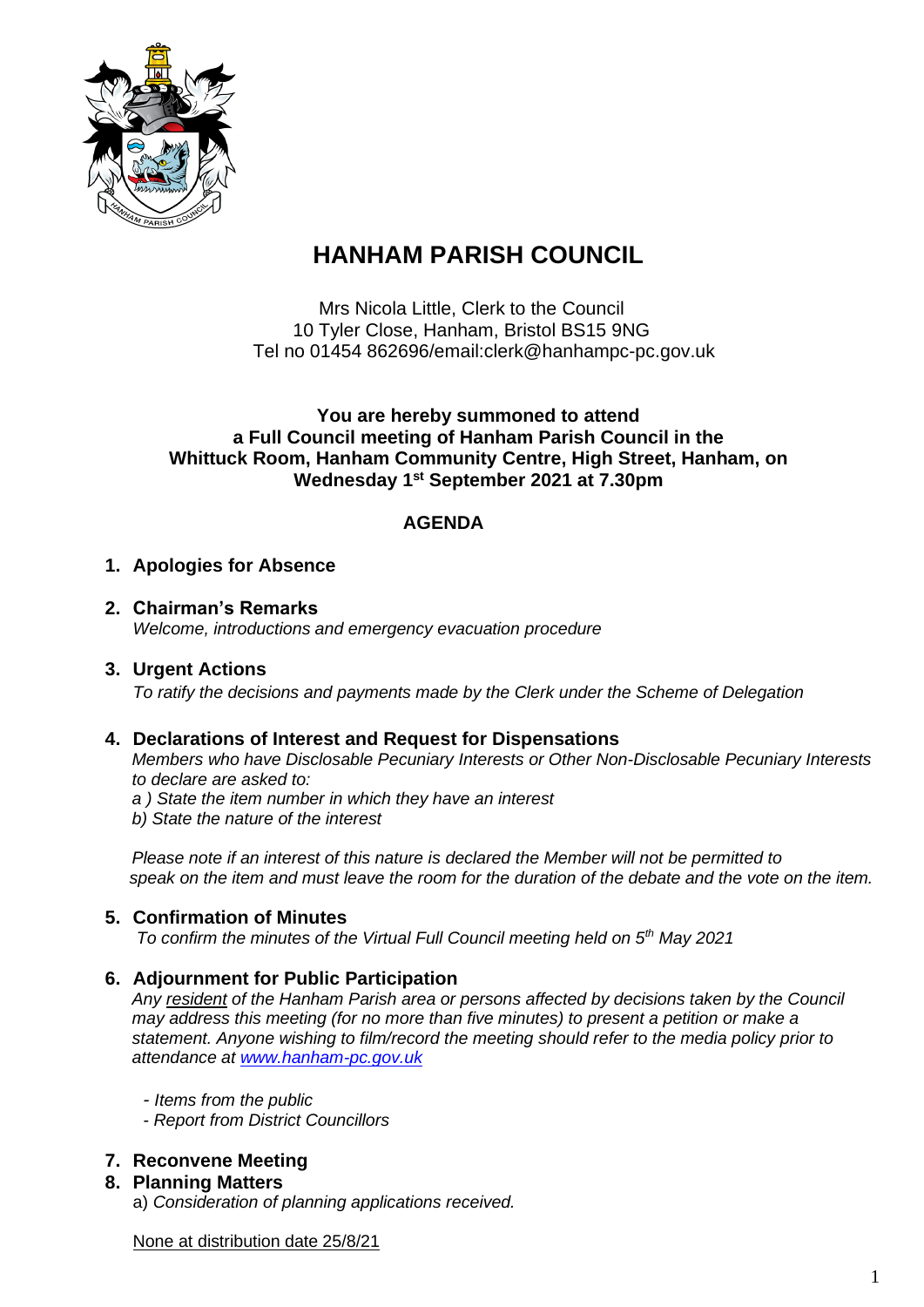# HANHAM PARISH COUNCIL

Mrs Nicola Little, Clerk to the Council
10 Tyler Close, Hanham, Bristol BS15 9NG
Tel no 01454 862696/email:clerk@hanhampc-pc.gov.uk

**You are hereby summoned to attend a Full Council meeting of Hanham Parish Council in the Whittuck Room, Hanham Community Centre, High Street, Hanham, on Wednesday 1st September 2021 at 7.30pm**

## AGENDA

1. **Apologies for Absence**

2. **Chairman's Remarks**
   *Welcome, introductions and emergency evacuation procedure*

3. **Urgent Actions**
   *To ratify the decisions and payments made by the Clerk under the Scheme of Delegation*

4. **Declarations of Interest and Request for Dispensations**
   *Members who have Disclosable Pecuniary Interests or Other Non-Disclosable Pecuniary Interests to declare are asked to:*
   *a ) State the item number in which they have an interest*
   *b) State the nature of the interest*

   *Please note if an interest of this nature is declared the Member will not be permitted to speak on the item and must leave the room for the duration of the debate and the vote on the item.*

5. **Confirmation of Minutes**
   *To confirm the minutes of the Virtual Full Council meeting held on 5th May 2021*

6. **Adjournment for Public Participation**
   *Any resident of the Hanham Parish area or persons affected by decisions taken by the Council may address this meeting (for no more than five minutes) to present a petition or make a statement. Anyone wishing to film/record the meeting should refer to the media policy prior to attendance at [www.hanham-pc.gov.uk](www.hanham-pc.gov.uk)*

   - *Items from the public*
   - *Report from District Councillors*

7. **Reconvene Meeting**

8. **Planning Matters**
   a) *Consideration of planning applications received.*

   None at distribution date 25/8/21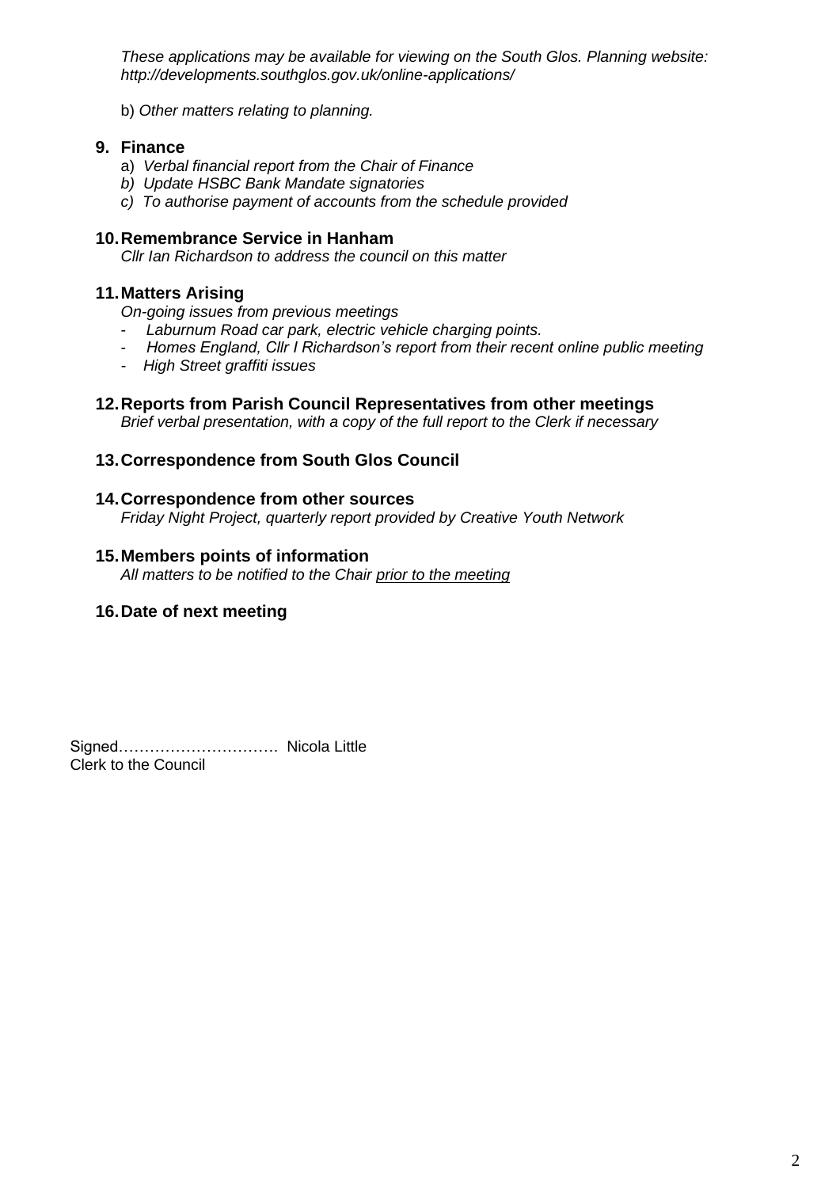*These applications may be available for viewing on the South Glos. Planning website: http://developments.southglos.gov.uk/online-applications/*

b) *Other matters relating to planning.*

## 9. Finance

a) *Verbal financial report from the Chair of Finance*
*b) Update HSBC Bank Mandate signatories*
*c) To authorise payment of accounts from the schedule provided*

## 10. Remembrance Service in Hanham

*Cllr Ian Richardson to address the council on this matter*

## 11. Matters Arising

*On-going issues from previous meetings*

- *Laburnum Road car park, electric vehicle charging points.*
- *Homes England, Cllr I Richardson's report from their recent online public meeting*
- *High Street graffiti issues*

## 12. Reports from Parish Council Representatives from other meetings

*Brief verbal presentation, with a copy of the full report to the Clerk if necessary*

## 13. Correspondence from South Glos Council

## 14. Correspondence from other sources

*Friday Night Project, quarterly report provided by Creative Youth Network*

## 15. Members points of information

*All matters to be notified to the Chair <u>prior to the meeting</u>*

## 16. Date of next meeting

Signed………………………… Nicola Little
Clerk to the Council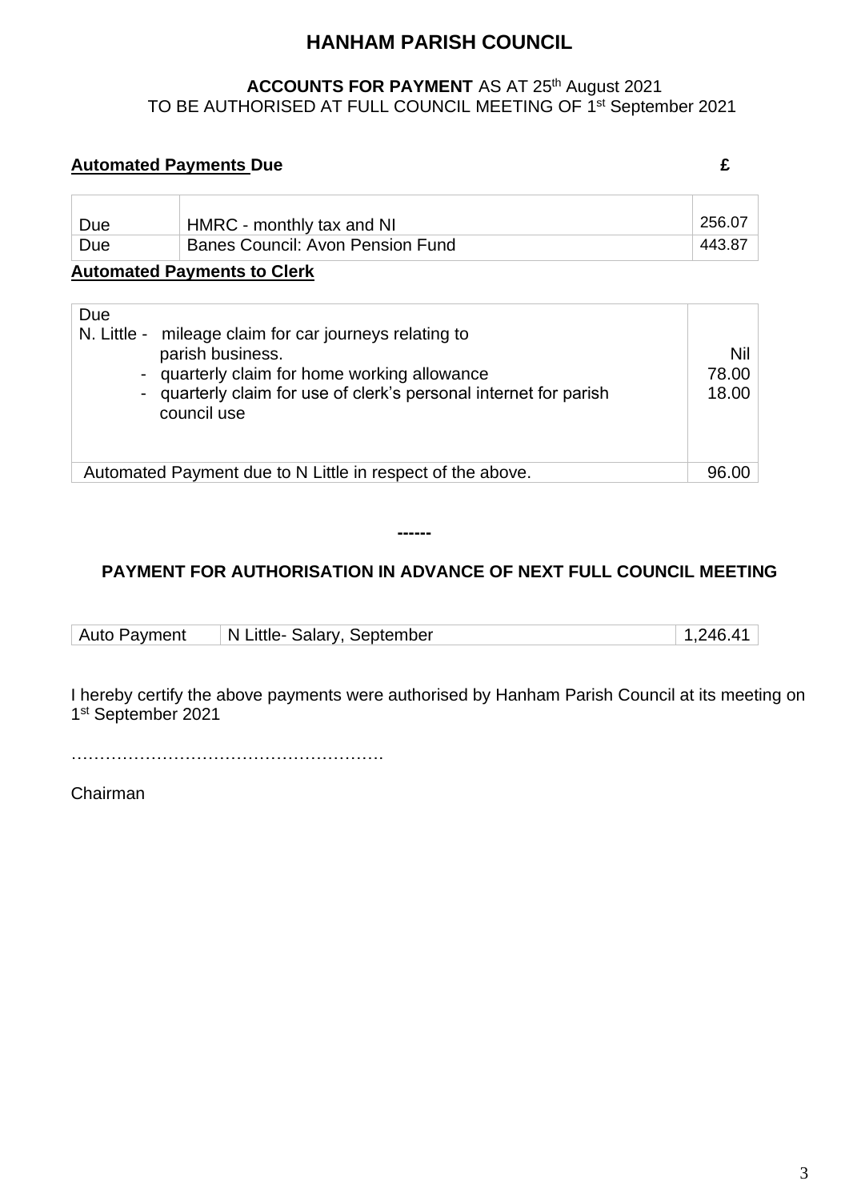# HANHAM PARISH COUNCIL

**ACCOUNTS FOR PAYMENT** AS AT 25th August 2021
TO BE AUTHORISED AT FULL COUNCIL MEETING OF 1st September 2021

**Automated Payments Due** **£**

| | | |
|---|---|---|
| Due | HMRC - monthly tax and NI | 256.07 |
| Due | Banes Council: Avon Pension Fund | 443.87 |

**Automated Payments to Clerk**

| | |
|---|---|
| Due<br>N. Little - mileage claim for car journeys relating to parish business.<br>- quarterly claim for home working allowance<br>- quarterly claim for use of clerk's personal internet for parish council use | Nil<br>78.00<br>18.00 |
| Automated Payment due to N Little in respect of the above. | 96.00 |

------

## PAYMENT FOR AUTHORISATION IN ADVANCE OF NEXT FULL COUNCIL MEETING

| | | |
|---|---|---|
| Auto Payment | N Little- Salary, September | 1,246.41 |

I hereby certify the above payments were authorised by Hanham Parish Council at its meeting on 1st September 2021

………………………………………………

Chairman